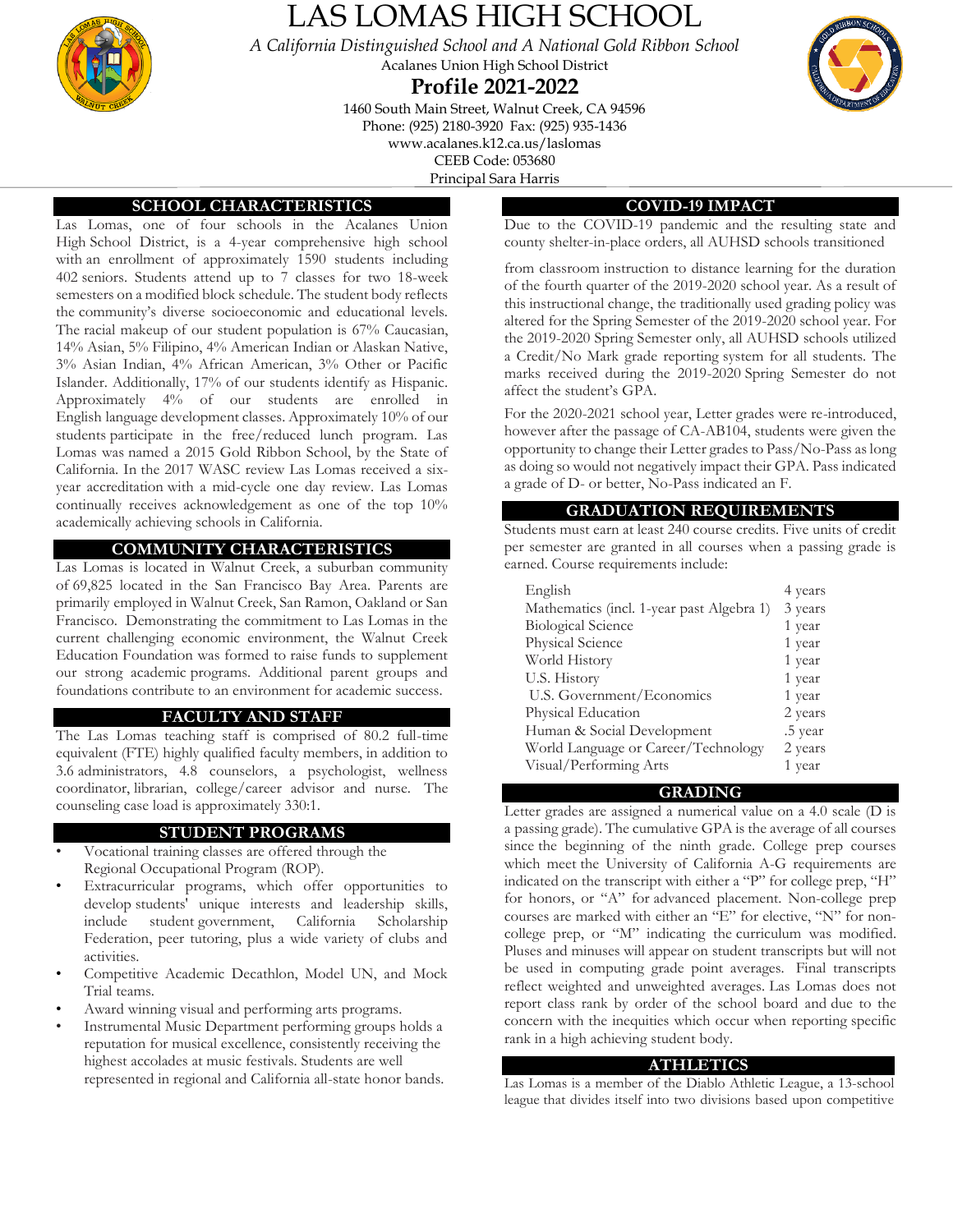# LAS LOMAS HIGH SCHOOL

*A California Distinguished School and A National Gold Ribbon School*

Acalanes Union High School District

## Profile 2021-2022

1460 South Main Street, Walnut Creek, CA 94596
Phone: (925) 2180-3920 Fax: (925) 935-1436
www.acalanes.k12.ca.us/laslomas
CEEB Code: 053680
Principal Sara Harris

### SCHOOL CHARACTERISTICS

Las Lomas, one of four schools in the Acalanes Union High School District, is a 4-year comprehensive high school with an enrollment of approximately 1590 students including 402 seniors. Students attend up to 7 classes for two 18-week semesters on a modified block schedule. The student body reflects the community's diverse socioeconomic and educational levels. The racial makeup of our student population is 67% Caucasian, 14% Asian, 5% Filipino, 4% American Indian or Alaskan Native, 3% Asian Indian, 4% African American, 3% Other or Pacific Islander. Additionally, 17% of our students identify as Hispanic. Approximately 4% of our students are enrolled in English language development classes. Approximately 10% of our students participate in the free/reduced lunch program. Las Lomas was named a 2015 Gold Ribbon School, by the State of California. In the 2017 WASC review Las Lomas received a six-year accreditation with a mid-cycle one day review. Las Lomas continually receives acknowledgement as one of the top 10% academically achieving schools in California.

### COMMUNITY CHARACTERISTICS

Las Lomas is located in Walnut Creek, a suburban community of 69,825 located in the San Francisco Bay Area. Parents are primarily employed in Walnut Creek, San Ramon, Oakland or San Francisco. Demonstrating the commitment to Las Lomas in the current challenging economic environment, the Walnut Creek Education Foundation was formed to raise funds to supplement our strong academic programs. Additional parent groups and foundations contribute to an environment for academic success.

### FACULTY AND STAFF

The Las Lomas teaching staff is comprised of 80.2 full-time equivalent (FTE) highly qualified faculty members, in addition to 3.6 administrators, 4.8 counselors, a psychologist, wellness coordinator, librarian, college/career advisor and nurse. The counseling case load is approximately 330:1.

### STUDENT PROGRAMS

- Vocational training classes are offered through the Regional Occupational Program (ROP).
- Extracurricular programs, which offer opportunities to develop students' unique interests and leadership skills, include student government, California Scholarship Federation, peer tutoring, plus a wide variety of clubs and activities.
- Competitive Academic Decathlon, Model UN, and Mock Trial teams.
- Award winning visual and performing arts programs.
- Instrumental Music Department performing groups holds a reputation for musical excellence, consistently receiving the highest accolades at music festivals. Students are well represented in regional and California all-state honor bands.

### COVID-19 IMPACT

Due to the COVID-19 pandemic and the resulting state and county shelter-in-place orders, all AUHSD schools transitioned from classroom instruction to distance learning for the duration of the fourth quarter of the 2019-2020 school year. As a result of this instructional change, the traditionally used grading policy was altered for the Spring Semester of the 2019-2020 school year. For the 2019-2020 Spring Semester only, all AUHSD schools utilized a Credit/No Mark grade reporting system for all students. The marks received during the 2019-2020 Spring Semester do not affect the student's GPA.

For the 2020-2021 school year, Letter grades were re-introduced, however after the passage of CA-AB104, students were given the opportunity to change their Letter grades to Pass/No-Pass as long as doing so would not negatively impact their GPA. Pass indicated a grade of D- or better, No-Pass indicated an F.

### GRADUATION REQUIREMENTS

Students must earn at least 240 course credits. Five units of credit per semester are granted in all courses when a passing grade is earned. Course requirements include:

| Course | Requirement |
|---|---|
| English | 4 years |
| Mathematics (incl. 1-year past Algebra 1) | 3 years |
| Biological Science | 1 year |
| Physical Science | 1 year |
| World History | 1 year |
| U.S. History | 1 year |
| U.S. Government/Economics | 1 year |
| Physical Education | 2 years |
| Human & Social Development | .5 year |
| World Language or Career/Technology | 2 years |
| Visual/Performing Arts | 1 year |

### GRADING

Letter grades are assigned a numerical value on a 4.0 scale (D is a passing grade). The cumulative GPA is the average of all courses since the beginning of the ninth grade. College prep courses which meet the University of California A-G requirements are indicated on the transcript with either a "P" for college prep, "H" for honors, or "A" for advanced placement. Non-college prep courses are marked with either an "E" for elective, "N" for non-college prep, or "M" indicating the curriculum was modified. Pluses and minuses will appear on student transcripts but will not be used in computing grade point averages. Final transcripts reflect weighted and unweighted averages. Las Lomas does not report class rank by order of the school board and due to the concern with the inequities which occur when reporting specific rank in a high achieving student body.

### ATHLETICS

Las Lomas is a member of the Diablo Athletic League, a 13-school league that divides itself into two divisions based upon competitive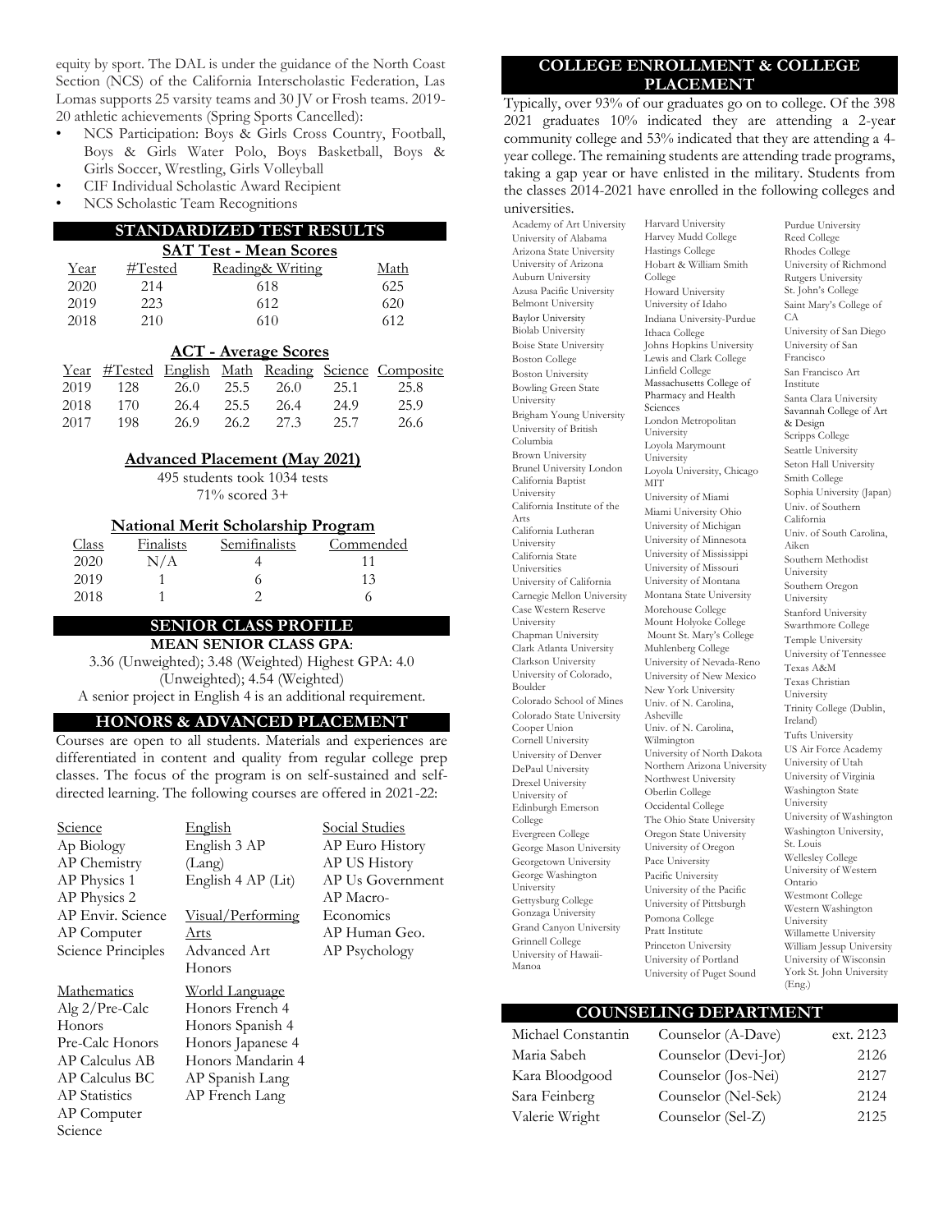equity by sport. The DAL is under the guidance of the North Coast Section (NCS) of the California Interscholastic Federation, Las Lomas supports 25 varsity teams and 30 JV or Frosh teams. 2019-20 athletic achievements (Spring Sports Cancelled):

- NCS Participation: Boys & Girls Cross Country, Football, Boys & Girls Water Polo, Boys Basketball, Boys & Girls Soccer, Wrestling, Girls Volleyball
- CIF Individual Scholastic Award Recipient
- NCS Scholastic Team Recognitions

## STANDARDIZED TEST RESULTS

### SAT Test - Mean Scores

| Year | #Tested | Reading& Writing | Math |
|---|---|---|---|
| 2020 | 214 | 618 | 625 |
| 2019 | 223 | 612 | 620 |
| 2018 | 210 | 610 | 612 |

### ACT - Average Scores

| Year | #Tested | English | Math | Reading | Science | Composite |
|---|---|---|---|---|---|---|
| 2019 | 128 | 26.0 | 25.5 | 26.0 | 25.1 | 25.8 |
| 2018 | 170 | 26.4 | 25.5 | 26.4 | 24.9 | 25.9 |
| 2017 | 198 | 26.9 | 26.2 | 27.3 | 25.7 | 26.6 |

### Advanced Placement (May 2021)

495 students took 1034 tests
71% scored 3+

### National Merit Scholarship Program

| Class | Finalists | Semifinalists | Commended |
|---|---|---|---|
| 2020 | N/A | 4 | 11 |
| 2019 | 1 | 6 | 13 |
| 2018 | 1 | 2 | 6 |

## SENIOR CLASS PROFILE

**MEAN SENIOR CLASS GPA**:
3.36 (Unweighted); 3.48 (Weighted) Highest GPA: 4.0 (Unweighted); 4.54 (Weighted)
A senior project in English 4 is an additional requirement.

## HONORS & ADVANCED PLACEMENT

Courses are open to all students. Materials and experiences are differentiated in content and quality from regular college prep classes. The focus of the program is on self-sustained and self-directed learning. The following courses are offered in 2021-22:

**Science**
- Ap Biology
- AP Chemistry
- AP Physics 1
- AP Physics 2
- AP Envir. Science
- AP Computer Science Principles

**Mathematics**
- Alg 2/Pre-Calc Honors
- Pre-Calc Honors
- AP Calculus AB
- AP Calculus BC
- AP Statistics
- AP Computer Science

**English**
- English 3 AP (Lang)
- English 4 AP (Lit)

**Visual/Performing Arts**
- Advanced Art Honors

**World Language**
- Honors French 4
- Honors Spanish 4
- Honors Japanese 4
- Honors Mandarin 4
- AP Spanish Lang
- AP French Lang

**Social Studies**
- AP Euro History
- AP US History
- AP Us Government
- AP Macro-Economics
- AP Human Geo.
- AP Psychology

## COLLEGE ENROLLMENT & COLLEGE PLACEMENT

Typically, over 93% of our graduates go on to college. Of the 398 2021 graduates 10% indicated they are attending a 2-year community college and 53% indicated that they are attending a 4-year college. The remaining students are attending trade programs, taking a gap year or have enlisted in the military. Students from the classes 2014-2021 have enrolled in the following colleges and universities.

Academy of Art University
University of Alabama
Arizona State University
University of Arizona
Auburn University
Azusa Pacific University
Belmont University
Baylor University
Biolab University
Boise State University
Boston College
Boston University
Bowling Green State University
Brigham Young University
University of British Columbia
Brown University
Brunel University London
California Baptist University
California Institute of the Arts
California Lutheran University
California State Universities
University of California
Carnegie Mellon University
Case Western Reserve University
Chapman University
Clark Atlanta University
Clarkson University
University of Colorado, Boulder
Colorado School of Mines
Colorado State University
Cooper Union
Cornell University
University of Denver
DePaul University
Drexel University
University of Edinburgh Emerson College
Evergreen College
George Mason University
Georgetown University
George Washington University
Gettysburg College
Gonzaga University
Grand Canyon University
Grinnell College
University of Hawaii-Manoa
Harvard University
Harvey Mudd College
Hastings College
Hobart & William Smith College
Howard University
University of Idaho
Indiana University-Purdue
Ithaca College
Johns Hopkins University
Lewis and Clark College
Linfield College
Massachusetts College of Pharmacy and Health Sciences
London Metropolitan University
Loyola Marymount University
Loyola University, Chicago
MIT
University of Miami
Miami University Ohio
University of Michigan
University of Minnesota
University of Mississippi
University of Missouri
University of Montana
Montana State University
Morehouse College
Mount Holyoke College
Mount St. Mary's College
Muhlenberg College
University of Nevada-Reno
University of New Mexico
New York University
Univ. of N. Carolina, Asheville
Univ. of N. Carolina, Wilmington
University of North Dakota
Northern Arizona University
Northwest University
Oberlin College
Occidental College
The Ohio State University
Oregon State University
University of Oregon
Pace University
Pacific University
University of the Pacific
University of Pittsburgh
Pomona College
Pratt Institute
Princeton University
University of Portland
University of Puget Sound
Purdue University
Reed College
Rhodes College
University of Richmond
Rutgers University
St. John's College
Saint Mary's College of CA
University of San Diego
University of San Francisco
San Francisco Art Institute
Santa Clara University
Savannah College of Art & Design
Scripps College
Seattle University
Seton Hall University
Smith College
Sophia University (Japan)
Univ. of Southern California
Univ. of South Carolina, Aiken
Southern Methodist University
Southern Oregon University
Stanford University
Swarthmore College
Temple University
University of Tennessee
Texas A&M
Texas Christian University
Trinity College (Dublin, Ireland)
Tufts University
US Air Force Academy
University of Utah
University of Virginia
Washington State University
University of Washington
Washington University, St. Louis
Wellesley College
University of Western Ontario
Westmont College
Western Washington University
Willamette University
William Jessup University
University of Wisconsin
York St. John University (Eng.)

## COUNSELING DEPARTMENT

| | | |
|---|---|---|
| Michael Constantin | Counselor (A-Dave) | ext. 2123 |
| Maria Sabeh | Counselor (Devi-Jor) | 2126 |
| Kara Bloodgood | Counselor (Jos-Nei) | 2127 |
| Sara Feinberg | Counselor (Nel-Sek) | 2124 |
| Valerie Wright | Counselor (Sel-Z) | 2125 |